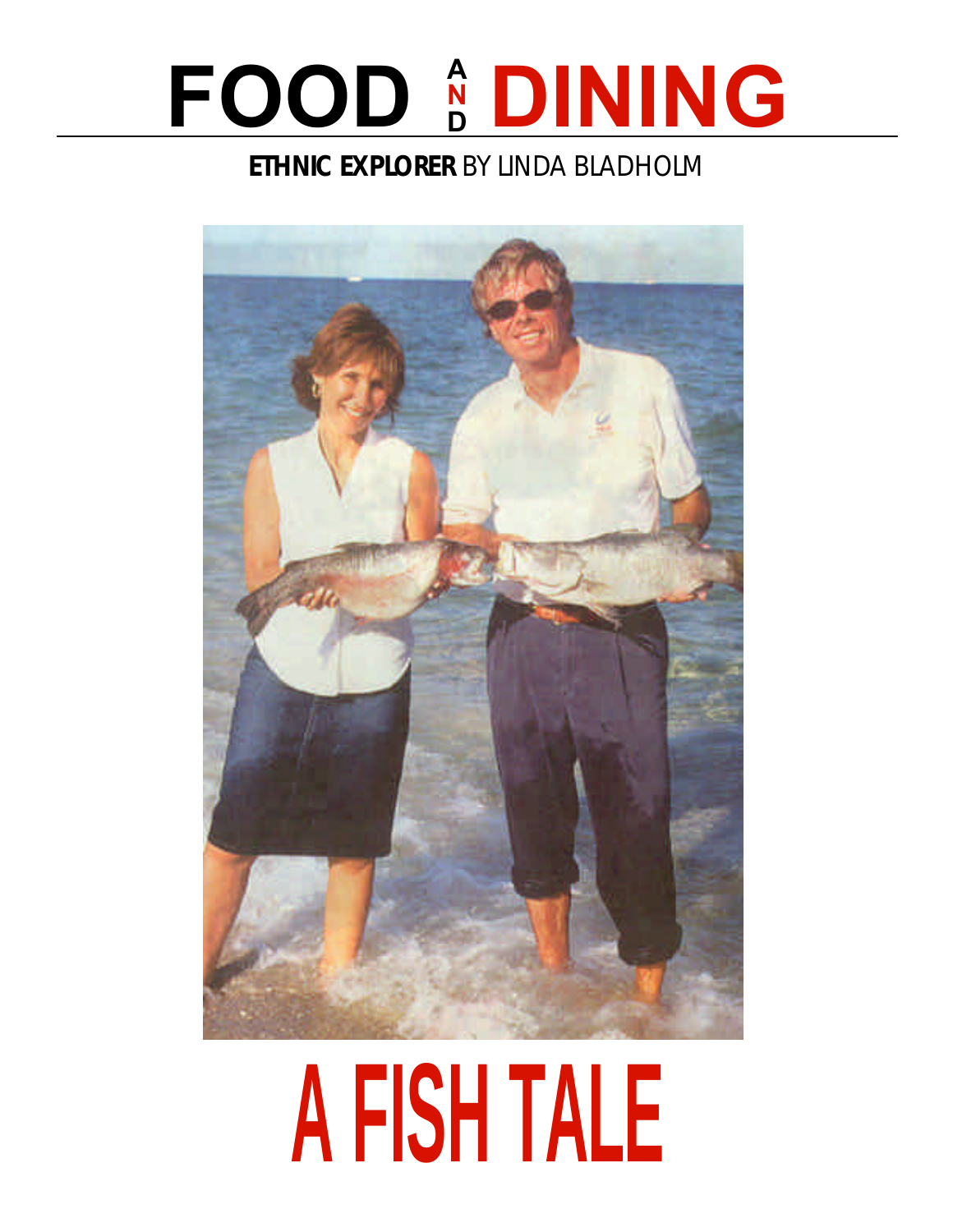# FOOD AND DINING

**ETHNIC EXPLORER** BY LINDA BLADHOLM

# A FISH TALE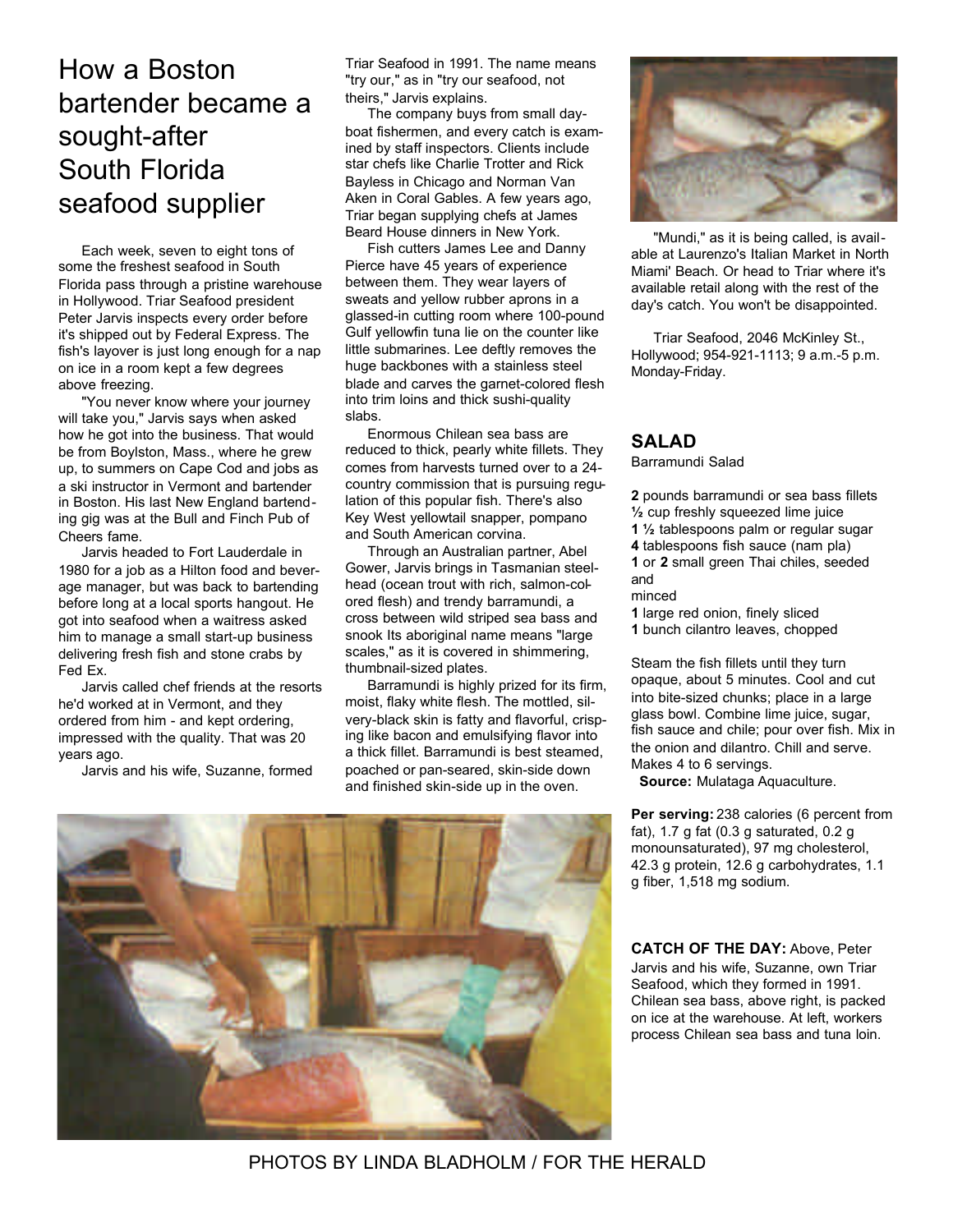# How a Boston bartender became a sought-after South Florida seafood supplier

Each week, seven to eight tons of some the freshest seafood in South Florida pass through a pristine warehouse in Hollywood. Triar Seafood president Peter Jarvis inspects every order before it's shipped out by Federal Express. The fish's layover is just long enough for a nap on ice in a room kept a few degrees above freezing.

"You never know where your journey will take you," Jarvis says when asked how he got into the business. That would be from Boylston, Mass., where he grew up, to summers on Cape Cod and jobs as a ski instructor in Vermont and bartender in Boston. His last New England bartending gig was at the Bull and Finch Pub of Cheers fame.

Jarvis headed to Fort Lauderdale in 1980 for a job as a Hilton food and beverage manager, but was back to bartending before long at a local sports hangout. He got into seafood when a waitress asked him to manage a small start-up business delivering fresh fish and stone crabs by Fed Ex.

Jarvis called chef friends at the resorts he'd worked at in Vermont, and they ordered from him - and kept ordering, impressed with the quality. That was 20 years ago.

Jarvis and his wife, Suzanne, formed Triar Seafood in 1991. The name means "try our," as in "try our seafood, not theirs," Jarvis explains.

The company buys from small day-boat fishermen, and every catch is examined by staff inspectors. Clients include star chefs like Charlie Trotter and Rick Bayless in Chicago and Norman Van Aken in Coral Gables. A few years ago, Triar began supplying chefs at James Beard House dinners in New York.

Fish cutters James Lee and Danny Pierce have 45 years of experience between them. They wear layers of sweats and yellow rubber aprons in a glassed-in cutting room where 100-pound Gulf yellowfin tuna lie on the counter like little submarines. Lee deftly removes the huge backbones with a stainless steel blade and carves the garnet-colored flesh into trim loins and thick sushi-quality slabs.

Enormous Chilean sea bass are reduced to thick, pearly white fillets. They comes from harvests turned over to a 24-country commission that is pursuing regulation of this popular fish. There's also Key West yellowtail snapper, pompano and South American corvina.

Through an Australian partner, Abel Gower, Jarvis brings in Tasmanian steelhead (ocean trout with rich, salmon-colored flesh) and trendy barramundi, a cross between wild striped sea bass and snook Its aboriginal name means "large scales," as it is covered in shimmering, thumbnail-sized plates.

Barramundi is highly prized for its firm, moist, flaky white flesh. The mottled, silvery-black skin is fatty and flavorful, crisping like bacon and emulsifying flavor into a thick fillet. Barramundi is best steamed, poached or pan-seared, skin-side down and finished skin-side up in the oven.

"Mundi," as it is being called, is available at Laurenzo's Italian Market in North Miami' Beach. Or head to Triar where it's available retail along with the rest of the day's catch. You won't be disappointed.

Triar Seafood, 2046 McKinley St., Hollywood; 954-921-1113; 9 a.m.-5 p.m. Monday-Friday.

## SALAD

Barramundi Salad

**2** pounds barramundi or sea bass fillets
**½** cup freshly squeezed lime juice
**1 ½** tablespoons palm or regular sugar
**4** tablespoons fish sauce (nam pla)
**1** or **2** small green Thai chiles, seeded and minced
**1** large red onion, finely sliced
**1** bunch cilantro leaves, chopped

Steam the fish fillets until they turn opaque, about 5 minutes. Cool and cut into bite-sized chunks; place in a large glass bowl. Combine lime juice, sugar, fish sauce and chile; pour over fish. Mix in the onion and dilantro. Chill and serve. Makes 4 to 6 servings.

**Source:** Mulataga Aquaculture.

**Per serving:** 238 calories (6 percent from fat), 1.7 g fat (0.3 g saturated, 0.2 g monounsaturated), 97 mg cholesterol, 42.3 g protein, 12.6 g carbohydrates, 1.1 g fiber, 1,518 mg sodium.

**CATCH OF THE DAY:** Above, Peter Jarvis and his wife, Suzanne, own Triar Seafood, which they formed in 1991. Chilean sea bass, above right, is packed on ice at the warehouse. At left, workers process Chilean sea bass and tuna loin.

PHOTOS BY LINDA BLADHOLM / FOR THE HERALD